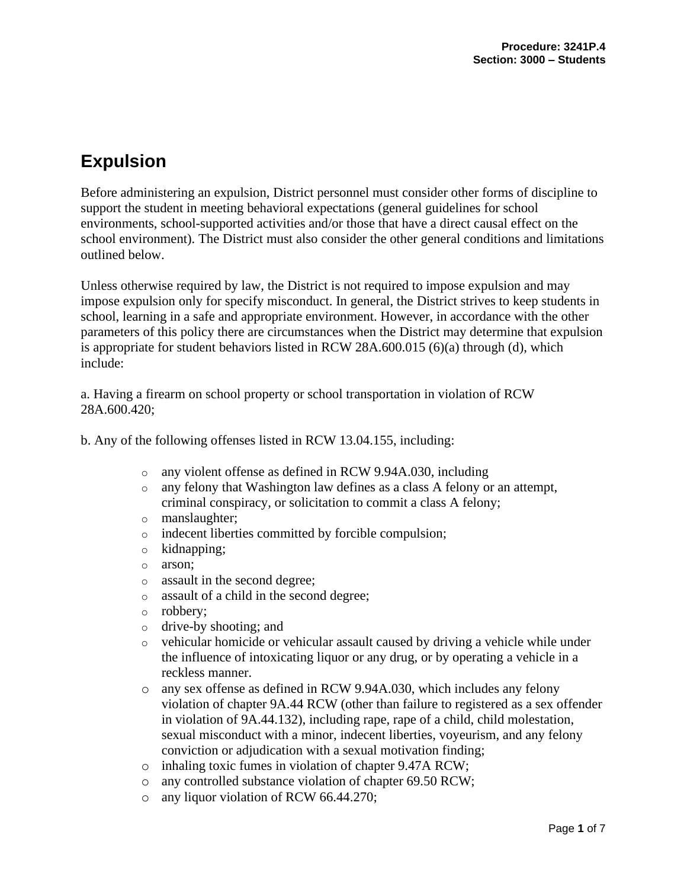# Expulsion

Before administering an expulsion, District personnel must consider other forms of discipline to support the student in meeting behavioral expectations (general guidelines for school environments, school-supported activities and/or those that have a direct causal effect on the school environment). The District must also consider the other general conditions and limitations outlined below.

Unless otherwise required by law, the District is not required to impose expulsion and may impose expulsion only for specify misconduct. In general, the District strives to keep students in school, learning in a safe and appropriate environment. However, in accordance with the other parameters of this policy there are circumstances when the District may determine that expulsion is appropriate for student behaviors listed in RCW 28A.600.015 (6)(a) through (d), which include:

a. Having a firearm on school property or school transportation in violation of RCW 28A.600.420;

b. Any of the following offenses listed in RCW 13.04.155, including:

- any violent offense as defined in RCW 9.94A.030, including
- any felony that Washington law defines as a class A felony or an attempt, criminal conspiracy, or solicitation to commit a class A felony;
- manslaughter;
- indecent liberties committed by forcible compulsion;
- kidnapping;
- arson;
- assault in the second degree;
- assault of a child in the second degree;
- robbery;
- drive-by shooting; and
- vehicular homicide or vehicular assault caused by driving a vehicle while under the influence of intoxicating liquor or any drug, or by operating a vehicle in a reckless manner.
- any sex offense as defined in RCW 9.94A.030, which includes any felony violation of chapter 9A.44 RCW (other than failure to registered as a sex offender in violation of 9A.44.132), including rape, rape of a child, child molestation, sexual misconduct with a minor, indecent liberties, voyeurism, and any felony conviction or adjudication with a sexual motivation finding;
- inhaling toxic fumes in violation of chapter 9.47A RCW;
- any controlled substance violation of chapter 69.50 RCW;
- any liquor violation of RCW 66.44.270;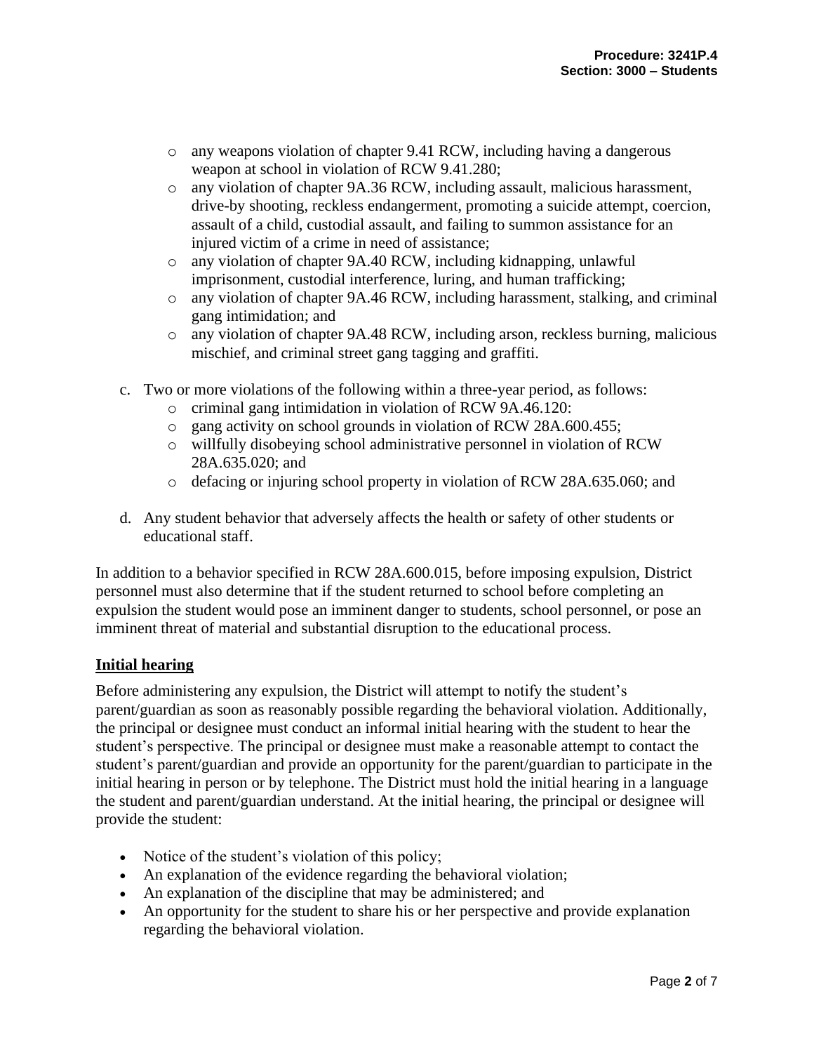- any weapons violation of chapter 9.41 RCW, including having a dangerous weapon at school in violation of RCW 9.41.280;
  - any violation of chapter 9A.36 RCW, including assault, malicious harassment, drive-by shooting, reckless endangerment, promoting a suicide attempt, coercion, assault of a child, custodial assault, and failing to summon assistance for an injured victim of a crime in need of assistance;
  - any violation of chapter 9A.40 RCW, including kidnapping, unlawful imprisonment, custodial interference, luring, and human trafficking;
  - any violation of chapter 9A.46 RCW, including harassment, stalking, and criminal gang intimidation; and
  - any violation of chapter 9A.48 RCW, including arson, reckless burning, malicious mischief, and criminal street gang tagging and graffiti.

c. Two or more violations of the following within a three-year period, as follows:
  - criminal gang intimidation in violation of RCW 9A.46.120:
  - gang activity on school grounds in violation of RCW 28A.600.455;
  - willfully disobeying school administrative personnel in violation of RCW 28A.635.020; and
  - defacing or injuring school property in violation of RCW 28A.635.060; and

d. Any student behavior that adversely affects the health or safety of other students or educational staff.

In addition to a behavior specified in RCW 28A.600.015, before imposing expulsion, District personnel must also determine that if the student returned to school before completing an expulsion the student would pose an imminent danger to students, school personnel, or pose an imminent threat of material and substantial disruption to the educational process.

## Initial hearing

Before administering any expulsion, the District will attempt to notify the student's parent/guardian as soon as reasonably possible regarding the behavioral violation. Additionally, the principal or designee must conduct an informal initial hearing with the student to hear the student's perspective. The principal or designee must make a reasonable attempt to contact the student's parent/guardian and provide an opportunity for the parent/guardian to participate in the initial hearing in person or by telephone. The District must hold the initial hearing in a language the student and parent/guardian understand. At the initial hearing, the principal or designee will provide the student:

- Notice of the student's violation of this policy;
- An explanation of the evidence regarding the behavioral violation;
- An explanation of the discipline that may be administered; and
- An opportunity for the student to share his or her perspective and provide explanation regarding the behavioral violation.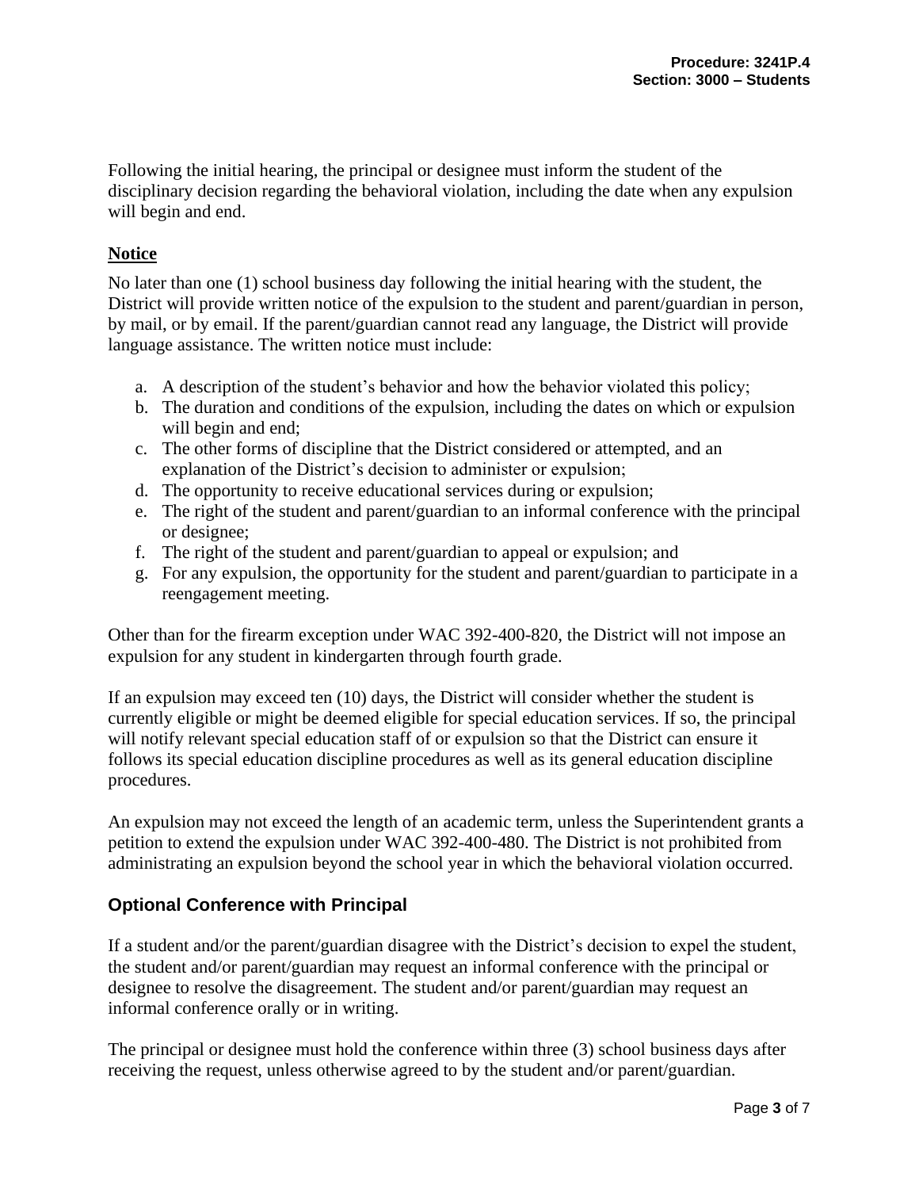Following the initial hearing, the principal or designee must inform the student of the disciplinary decision regarding the behavioral violation, including the date when any expulsion will begin and end.

**Notice**

No later than one (1) school business day following the initial hearing with the student, the District will provide written notice of the expulsion to the student and parent/guardian in person, by mail, or by email. If the parent/guardian cannot read any language, the District will provide language assistance. The written notice must include:

a. A description of the student's behavior and how the behavior violated this policy;
b. The duration and conditions of the expulsion, including the dates on which or expulsion will begin and end;
c. The other forms of discipline that the District considered or attempted, and an explanation of the District's decision to administer or expulsion;
d. The opportunity to receive educational services during or expulsion;
e. The right of the student and parent/guardian to an informal conference with the principal or designee;
f. The right of the student and parent/guardian to appeal or expulsion; and
g. For any expulsion, the opportunity for the student and parent/guardian to participate in a reengagement meeting.

Other than for the firearm exception under WAC 392-400-820, the District will not impose an expulsion for any student in kindergarten through fourth grade.

If an expulsion may exceed ten (10) days, the District will consider whether the student is currently eligible or might be deemed eligible for special education services. If so, the principal will notify relevant special education staff of or expulsion so that the District can ensure it follows its special education discipline procedures as well as its general education discipline procedures.

An expulsion may not exceed the length of an academic term, unless the Superintendent grants a petition to extend the expulsion under WAC 392-400-480. The District is not prohibited from administrating an expulsion beyond the school year in which the behavioral violation occurred.

## Optional Conference with Principal

If a student and/or the parent/guardian disagree with the District's decision to expel the student, the student and/or parent/guardian may request an informal conference with the principal or designee to resolve the disagreement. The student and/or parent/guardian may request an informal conference orally or in writing.

The principal or designee must hold the conference within three (3) school business days after receiving the request, unless otherwise agreed to by the student and/or parent/guardian.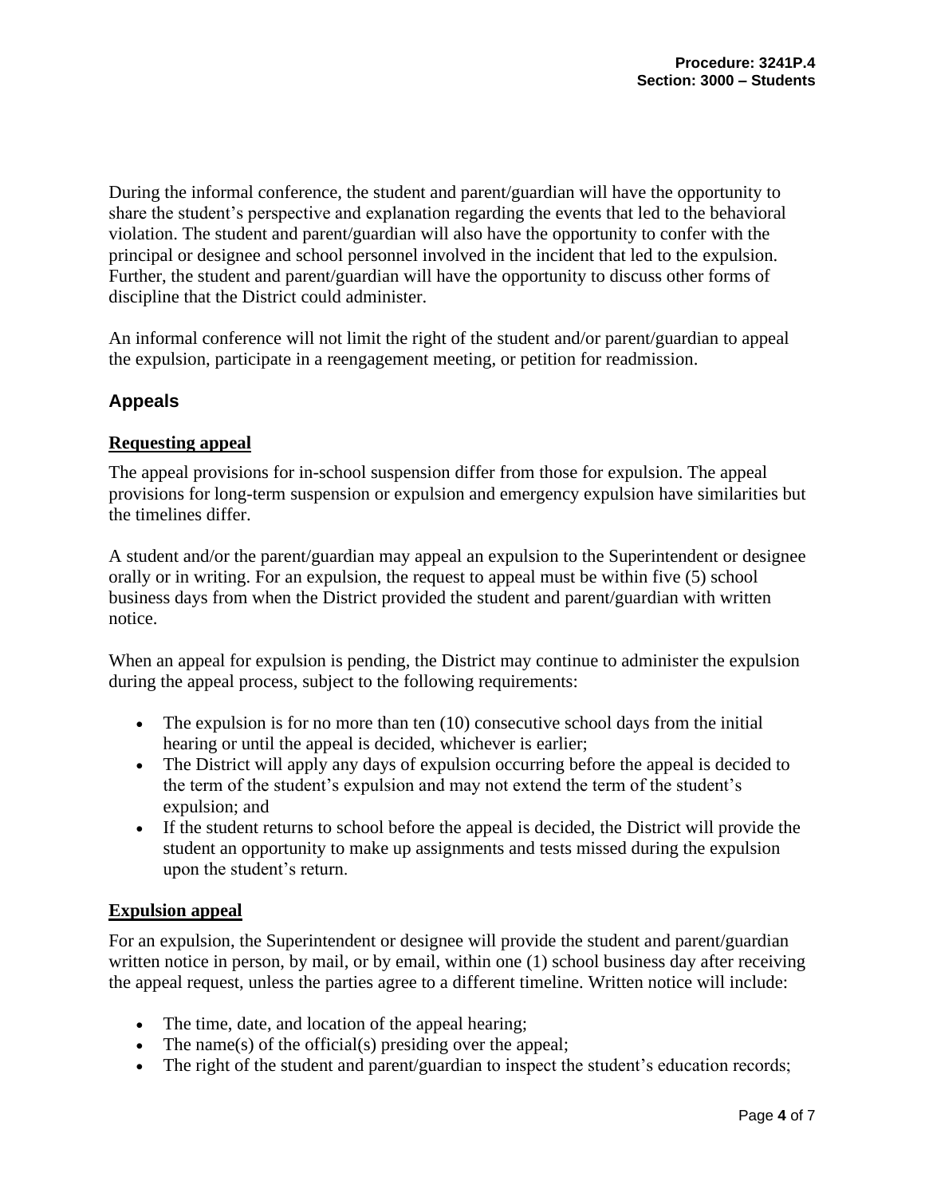During the informal conference, the student and parent/guardian will have the opportunity to share the student's perspective and explanation regarding the events that led to the behavioral violation. The student and parent/guardian will also have the opportunity to confer with the principal or designee and school personnel involved in the incident that led to the expulsion. Further, the student and parent/guardian will have the opportunity to discuss other forms of discipline that the District could administer.

An informal conference will not limit the right of the student and/or parent/guardian to appeal the expulsion, participate in a reengagement meeting, or petition for readmission.

## Appeals

**Requesting appeal**

The appeal provisions for in-school suspension differ from those for expulsion. The appeal provisions for long-term suspension or expulsion and emergency expulsion have similarities but the timelines differ.

A student and/or the parent/guardian may appeal an expulsion to the Superintendent or designee orally or in writing. For an expulsion, the request to appeal must be within five (5) school business days from when the District provided the student and parent/guardian with written notice.

When an appeal for expulsion is pending, the District may continue to administer the expulsion during the appeal process, subject to the following requirements:

- The expulsion is for no more than ten (10) consecutive school days from the initial hearing or until the appeal is decided, whichever is earlier;
- The District will apply any days of expulsion occurring before the appeal is decided to the term of the student's expulsion and may not extend the term of the student's expulsion; and
- If the student returns to school before the appeal is decided, the District will provide the student an opportunity to make up assignments and tests missed during the expulsion upon the student's return.

**Expulsion appeal**

For an expulsion, the Superintendent or designee will provide the student and parent/guardian written notice in person, by mail, or by email, within one (1) school business day after receiving the appeal request, unless the parties agree to a different timeline. Written notice will include:

- The time, date, and location of the appeal hearing;
- The name(s) of the official(s) presiding over the appeal;
- The right of the student and parent/guardian to inspect the student's education records;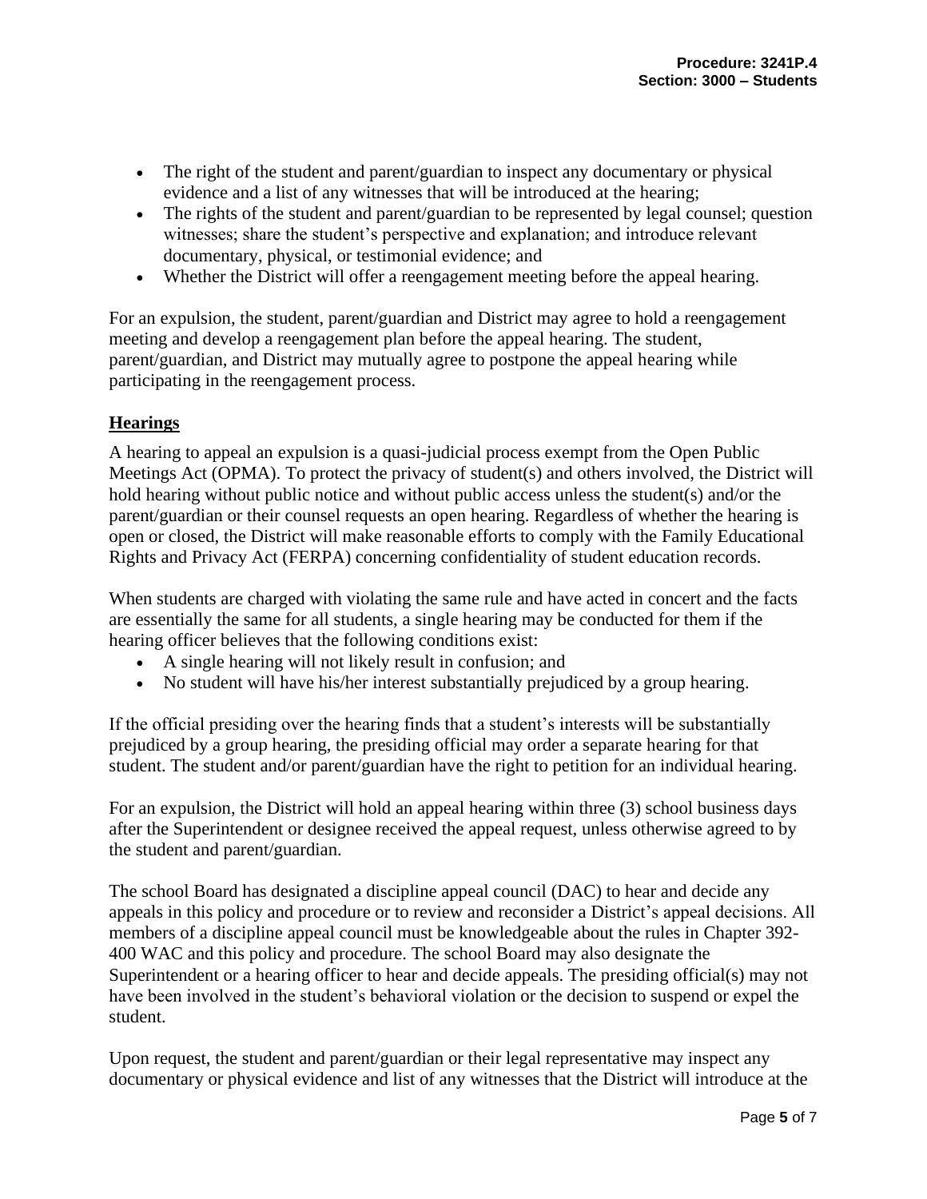- The right of the student and parent/guardian to inspect any documentary or physical evidence and a list of any witnesses that will be introduced at the hearing;
- The rights of the student and parent/guardian to be represented by legal counsel; question witnesses; share the student's perspective and explanation; and introduce relevant documentary, physical, or testimonial evidence; and
- Whether the District will offer a reengagement meeting before the appeal hearing.

For an expulsion, the student, parent/guardian and District may agree to hold a reengagement meeting and develop a reengagement plan before the appeal hearing. The student, parent/guardian, and District may mutually agree to postpone the appeal hearing while participating in the reengagement process.

## Hearings

A hearing to appeal an expulsion is a quasi-judicial process exempt from the Open Public Meetings Act (OPMA). To protect the privacy of student(s) and others involved, the District will hold hearing without public notice and without public access unless the student(s) and/or the parent/guardian or their counsel requests an open hearing. Regardless of whether the hearing is open or closed, the District will make reasonable efforts to comply with the Family Educational Rights and Privacy Act (FERPA) concerning confidentiality of student education records.

When students are charged with violating the same rule and have acted in concert and the facts are essentially the same for all students, a single hearing may be conducted for them if the hearing officer believes that the following conditions exist:

- A single hearing will not likely result in confusion; and
- No student will have his/her interest substantially prejudiced by a group hearing.

If the official presiding over the hearing finds that a student's interests will be substantially prejudiced by a group hearing, the presiding official may order a separate hearing for that student. The student and/or parent/guardian have the right to petition for an individual hearing.

For an expulsion, the District will hold an appeal hearing within three (3) school business days after the Superintendent or designee received the appeal request, unless otherwise agreed to by the student and parent/guardian.

The school Board has designated a discipline appeal council (DAC) to hear and decide any appeals in this policy and procedure or to review and reconsider a District's appeal decisions. All members of a discipline appeal council must be knowledgeable about the rules in Chapter 392-400 WAC and this policy and procedure. The school Board may also designate the Superintendent or a hearing officer to hear and decide appeals. The presiding official(s) may not have been involved in the student's behavioral violation or the decision to suspend or expel the student.

Upon request, the student and parent/guardian or their legal representative may inspect any documentary or physical evidence and list of any witnesses that the District will introduce at the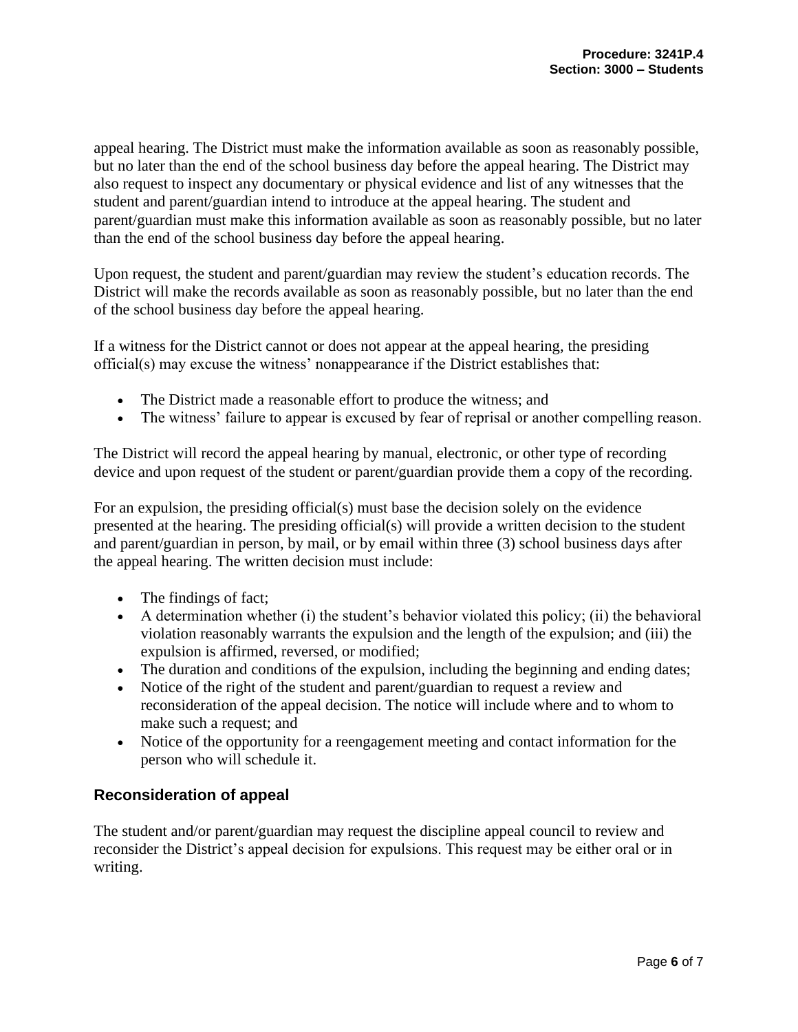appeal hearing. The District must make the information available as soon as reasonably possible, but no later than the end of the school business day before the appeal hearing. The District may also request to inspect any documentary or physical evidence and list of any witnesses that the student and parent/guardian intend to introduce at the appeal hearing. The student and parent/guardian must make this information available as soon as reasonably possible, but no later than the end of the school business day before the appeal hearing.

Upon request, the student and parent/guardian may review the student's education records. The District will make the records available as soon as reasonably possible, but no later than the end of the school business day before the appeal hearing.

If a witness for the District cannot or does not appear at the appeal hearing, the presiding official(s) may excuse the witness' nonappearance if the District establishes that:

- The District made a reasonable effort to produce the witness; and
- The witness' failure to appear is excused by fear of reprisal or another compelling reason.

The District will record the appeal hearing by manual, electronic, or other type of recording device and upon request of the student or parent/guardian provide them a copy of the recording.

For an expulsion, the presiding official(s) must base the decision solely on the evidence presented at the hearing. The presiding official(s) will provide a written decision to the student and parent/guardian in person, by mail, or by email within three (3) school business days after the appeal hearing. The written decision must include:

- The findings of fact;
- A determination whether (i) the student's behavior violated this policy; (ii) the behavioral violation reasonably warrants the expulsion and the length of the expulsion; and (iii) the expulsion is affirmed, reversed, or modified;
- The duration and conditions of the expulsion, including the beginning and ending dates;
- Notice of the right of the student and parent/guardian to request a review and reconsideration of the appeal decision. The notice will include where and to whom to make such a request; and
- Notice of the opportunity for a reengagement meeting and contact information for the person who will schedule it.

### Reconsideration of appeal

The student and/or parent/guardian may request the discipline appeal council to review and reconsider the District's appeal decision for expulsions. This request may be either oral or in writing.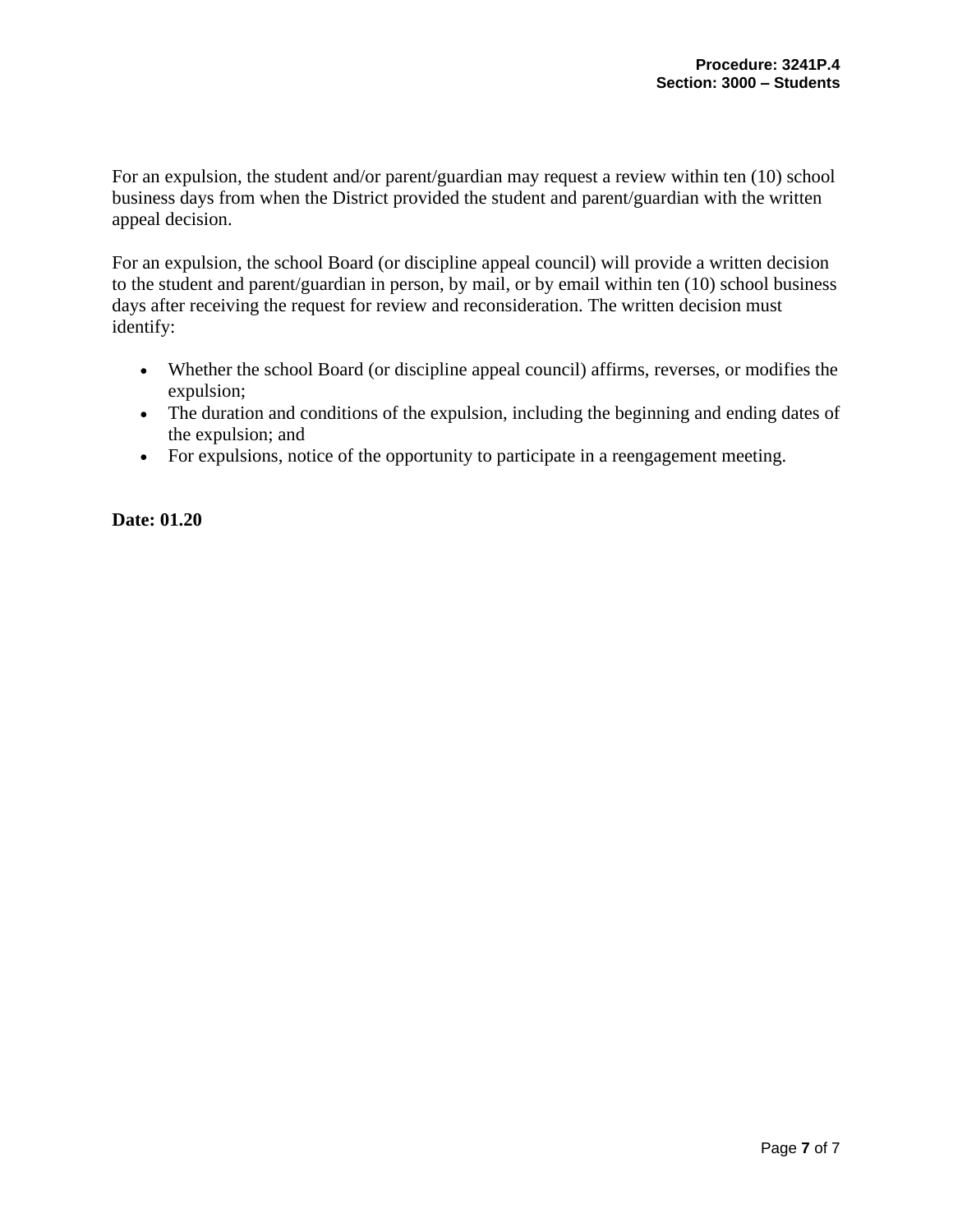For an expulsion, the student and/or parent/guardian may request a review within ten (10) school business days from when the District provided the student and parent/guardian with the written appeal decision.

For an expulsion, the school Board (or discipline appeal council) will provide a written decision to the student and parent/guardian in person, by mail, or by email within ten (10) school business days after receiving the request for review and reconsideration. The written decision must identify:

- Whether the school Board (or discipline appeal council) affirms, reverses, or modifies the expulsion;
- The duration and conditions of the expulsion, including the beginning and ending dates of the expulsion; and
- For expulsions, notice of the opportunity to participate in a reengagement meeting.

**Date: 01.20**